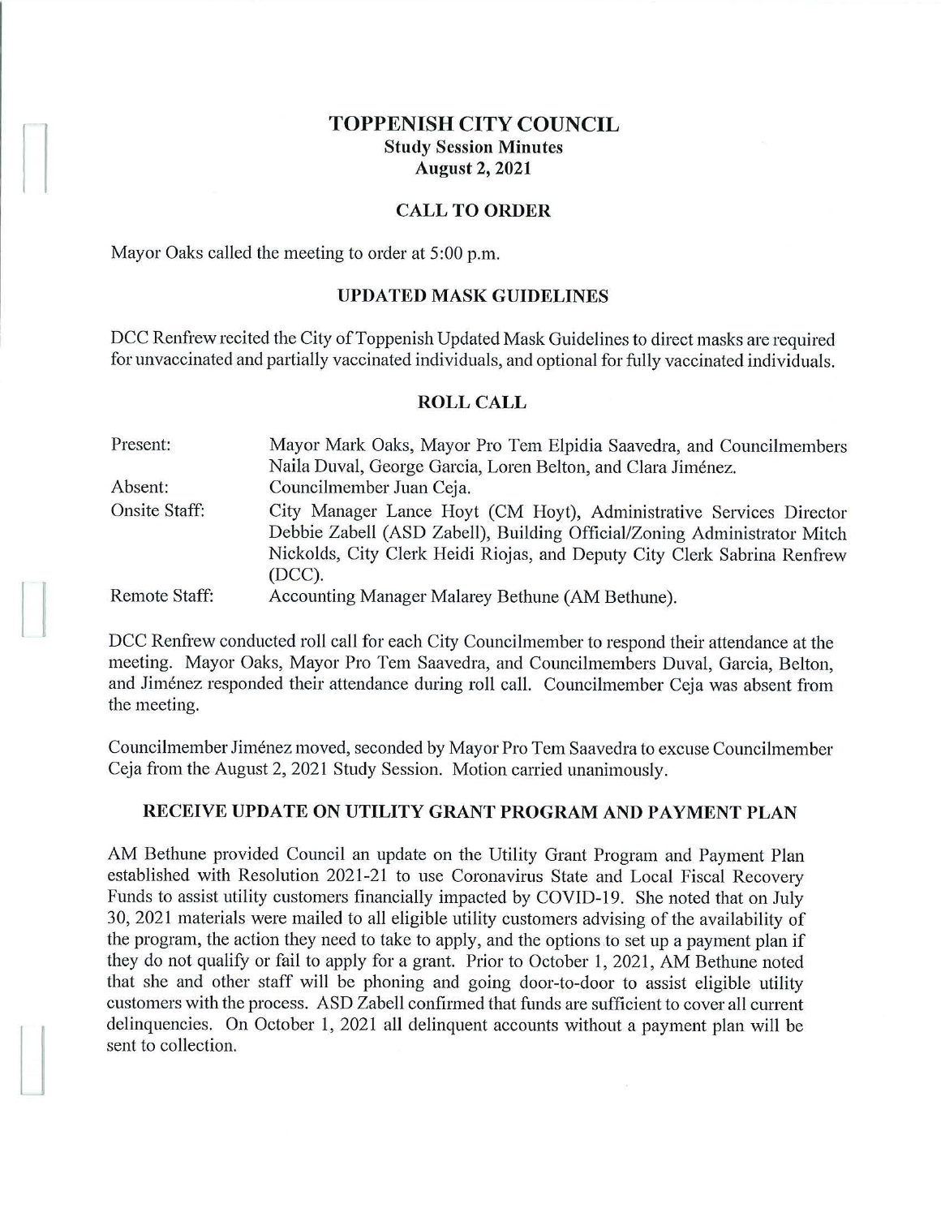# TOPPENISH CITY COUNCIL

## Study Session Minutes

## August 2, 2021

## CALL TO ORDER

Mayor Oaks called the meeting to order at 5:00 p.m.

## UPDATED MASK GUIDELINES

DCC Renfrew recited the City of Toppenish Updated Mask Guidelines to direct masks are required for unvaccinated and partially vaccinated individuals, and optional for fully vaccinated individuals.

## ROLL CALL

| | |
|---|---|
| Present: | Mayor Mark Oaks, Mayor Pro Tem Elpidia Saavedra, and Councilmembers Naila Duval, George Garcia, Loren Belton, and Clara Jiménez. |
| Absent: | Councilmember Juan Ceja. |
| Onsite Staff: | City Manager Lance Hoyt (CM Hoyt), Administrative Services Director Debbie Zabell (ASD Zabell), Building Official/Zoning Administrator Mitch Nickolds, City Clerk Heidi Riojas, and Deputy City Clerk Sabrina Renfrew (DCC). |
| Remote Staff: | Accounting Manager Malarey Bethune (AM Bethune). |

DCC Renfrew conducted roll call for each City Councilmember to respond their attendance at the meeting. Mayor Oaks, Mayor Pro Tem Saavedra, and Councilmembers Duval, Garcia, Belton, and Jiménez responded their attendance during roll call. Councilmember Ceja was absent from the meeting.

Councilmember Jiménez moved, seconded by Mayor Pro Tem Saavedra to excuse Councilmember Ceja from the August 2, 2021 Study Session. Motion carried unanimously.

## RECEIVE UPDATE ON UTILITY GRANT PROGRAM AND PAYMENT PLAN

AM Bethune provided Council an update on the Utility Grant Program and Payment Plan established with Resolution 2021-21 to use Coronavirus State and Local Fiscal Recovery Funds to assist utility customers financially impacted by COVID-19. She noted that on July 30, 2021 materials were mailed to all eligible utility customers advising of the availability of the program, the action they need to take to apply, and the options to set up a payment plan if they do not qualify or fail to apply for a grant. Prior to October 1, 2021, AM Bethune noted that she and other staff will be phoning and going door-to-door to assist eligible utility customers with the process. ASD Zabell confirmed that funds are sufficient to cover all current delinquencies. On October 1, 2021 all delinquent accounts without a payment plan will be sent to collection.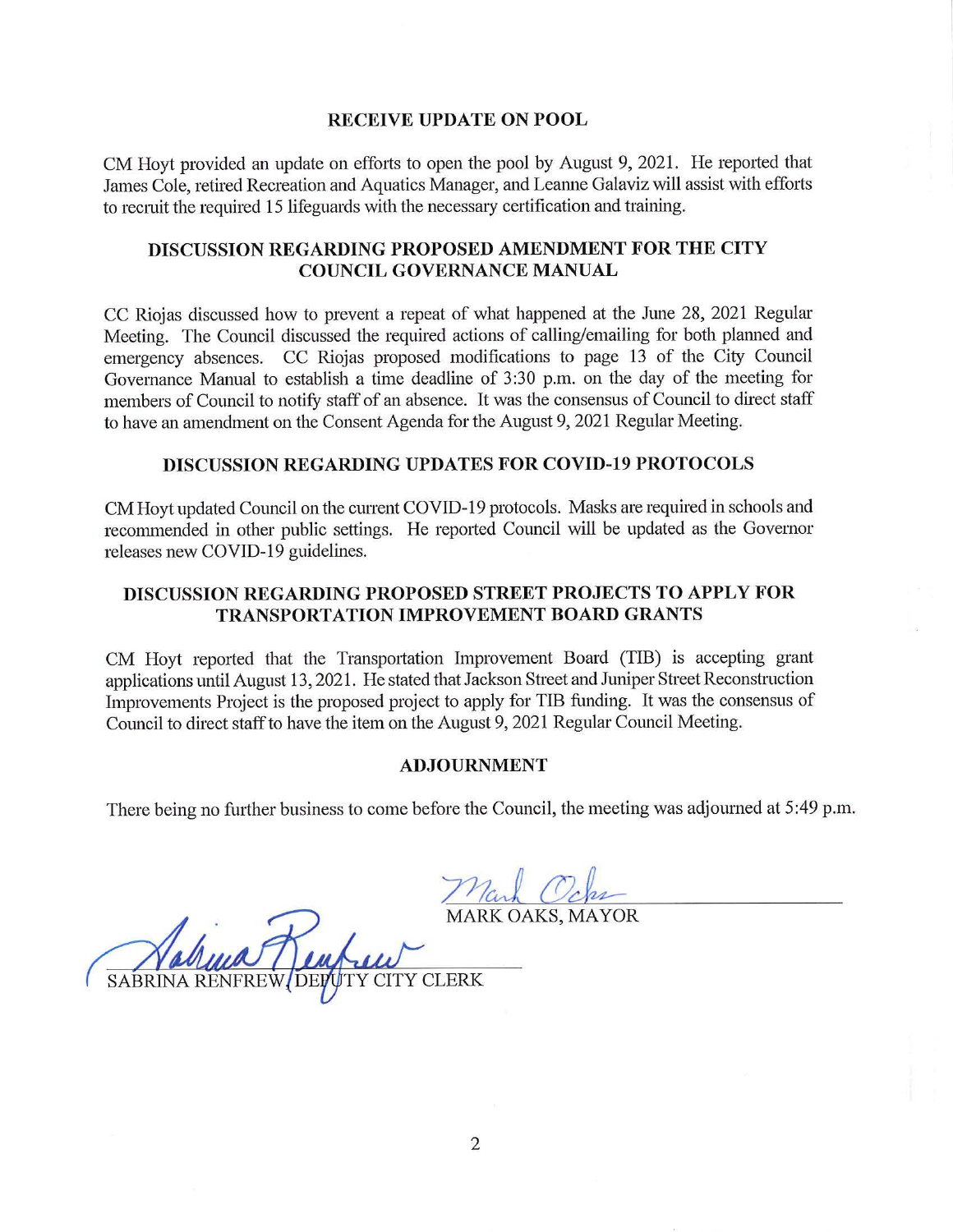## RECEIVE UPDATE ON POOL

CM Hoyt provided an update on efforts to open the pool by August 9, 2021. He reported that James Cole, retired Recreation and Aquatics Manager, and Leanne Galaviz will assist with efforts to recruit the required 15 lifeguards with the necessary certification and training.

## DISCUSSION REGARDING PROPOSED AMENDMENT FOR THE CITY COUNCIL GOVERNANCE MANUAL

CC Riojas discussed how to prevent a repeat of what happened at the June 28, 2021 Regular Meeting. The Council discussed the required actions of calling/emailing for both planned and emergency absences. CC Riojas proposed modifications to page 13 of the City Council Governance Manual to establish a time deadline of 3:30 p.m. on the day of the meeting for members of Council to notify staff of an absence. It was the consensus of Council to direct staff to have an amendment on the Consent Agenda for the August 9, 2021 Regular Meeting.

## DISCUSSION REGARDING UPDATES FOR COVID-19 PROTOCOLS

CM Hoyt updated Council on the current COVID-19 protocols. Masks are required in schools and recommended in other public settings. He reported Council will be updated as the Governor releases new COVID-19 guidelines.

## DISCUSSION REGARDING PROPOSED STREET PROJECTS TO APPLY FOR TRANSPORTATION IMPROVEMENT BOARD GRANTS

CM Hoyt reported that the Transportation Improvement Board (TIB) is accepting grant applications until August 13, 2021. He stated that Jackson Street and Juniper Street Reconstruction Improvements Project is the proposed project to apply for TIB funding. It was the consensus of Council to direct staff to have the item on the August 9, 2021 Regular Council Meeting.

## ADJOURNMENT

There being no further business to come before the Council, the meeting was adjourned at 5:49 p.m.

MARK OAKS, MAYOR

SABRINA RENFREW, DEPUTY CITY CLERK